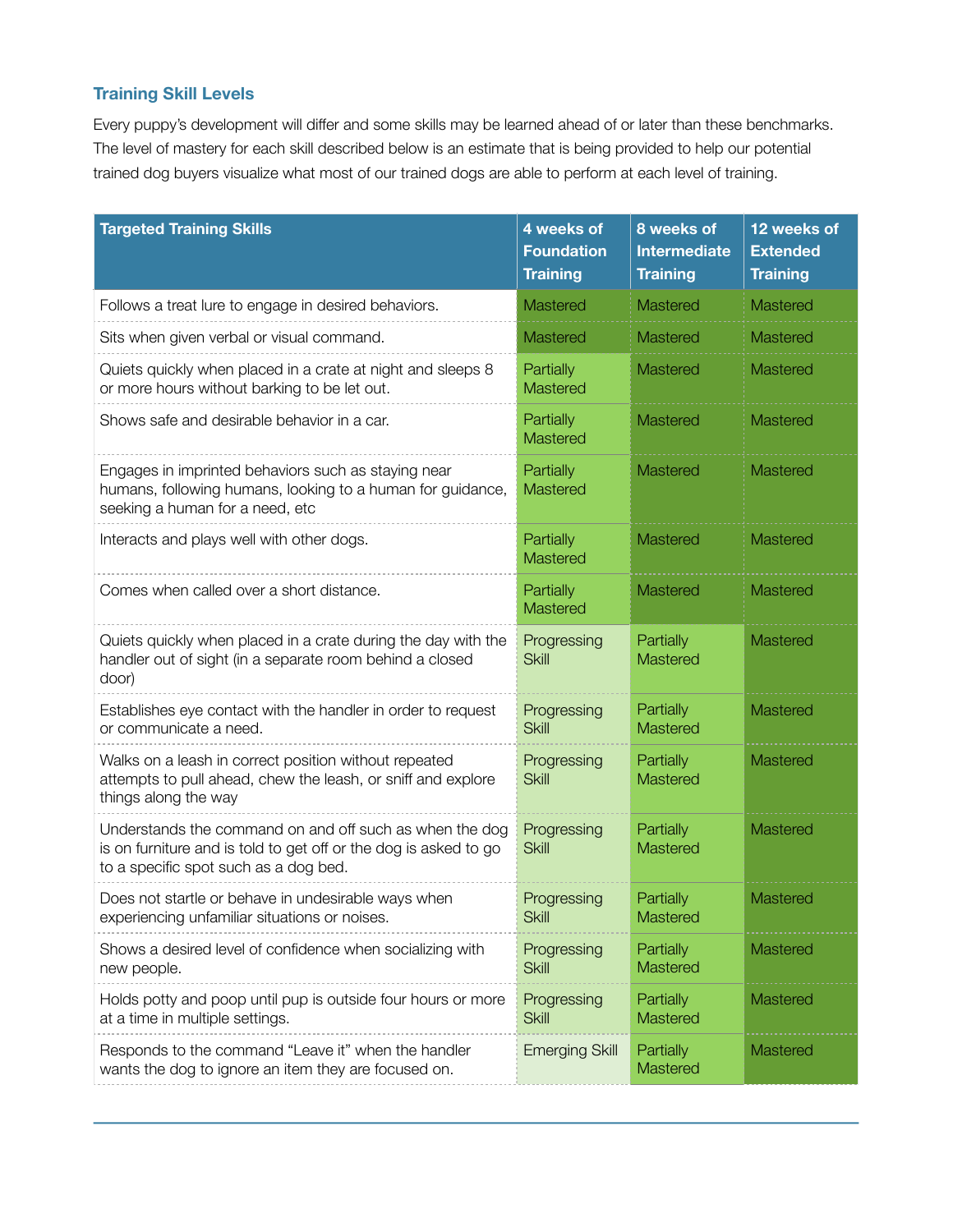### Training Skill Levels

Every puppy's development will differ and some skills may be learned ahead of or later than these benchmarks. The level of mastery for each skill described below is an estimate that is being provided to help our potential trained dog buyers visualize what most of our trained dogs are able to perform at each level of training.

| Targeted Training Skills | 4 weeks of Foundation Training | 8 weeks of Intermediate Training | 12 weeks of Extended Training |
|---|---|---|---|
| Follows a treat lure to engage in desired behaviors. | Mastered | Mastered | Mastered |
| Sits when given verbal or visual command. | Mastered | Mastered | Mastered |
| Quiets quickly when placed in a crate at night and sleeps 8 or more hours without barking to be let out. | Partially Mastered | Mastered | Mastered |
| Shows safe and desirable behavior in a car. | Partially Mastered | Mastered | Mastered |
| Engages in imprinted behaviors such as staying near humans, following humans, looking to a human for guidance, seeking a human for a need, etc | Partially Mastered | Mastered | Mastered |
| Interacts and plays well with other dogs. | Partially Mastered | Mastered | Mastered |
| Comes when called over a short distance. | Partially Mastered | Mastered | Mastered |
| Quiets quickly when placed in a crate during the day with the handler out of sight (in a separate room behind a closed door) | Progressing Skill | Partially Mastered | Mastered |
| Establishes eye contact with the handler in order to request or communicate a need. | Progressing Skill | Partially Mastered | Mastered |
| Walks on a leash in correct position without repeated attempts to pull ahead, chew the leash, or sniff and explore things along the way | Progressing Skill | Partially Mastered | Mastered |
| Understands the command on and off such as when the dog is on furniture and is told to get off or the dog is asked to go to a specific spot such as a dog bed. | Progressing Skill | Partially Mastered | Mastered |
| Does not startle or behave in undesirable ways when experiencing unfamiliar situations or noises. | Progressing Skill | Partially Mastered | Mastered |
| Shows a desired level of confidence when socializing with new people. | Progressing Skill | Partially Mastered | Mastered |
| Holds potty and poop until pup is outside four hours or more at a time in multiple settings. | Progressing Skill | Partially Mastered | Mastered |
| Responds to the command "Leave it" when the handler wants the dog to ignore an item they are focused on. | Emerging Skill | Partially Mastered | Mastered |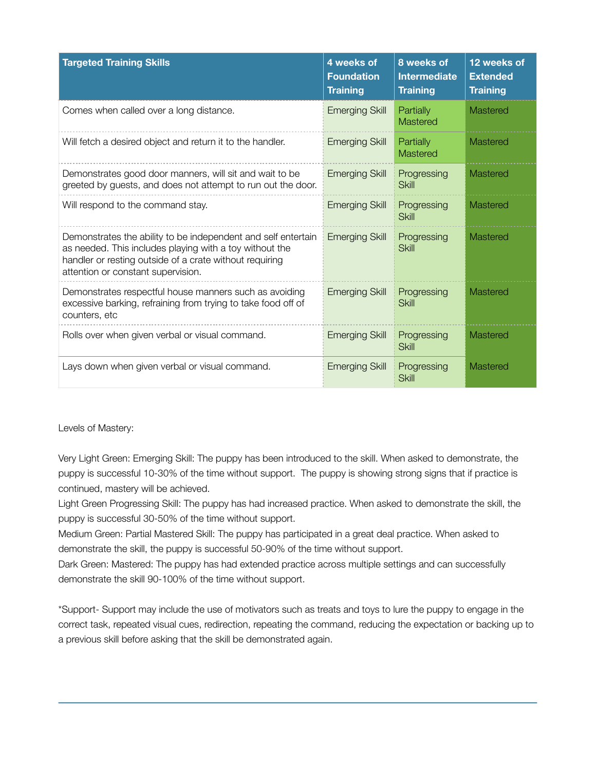| Targeted Training Skills | 4 weeks of Foundation Training | 8 weeks of Intermediate Training | 12 weeks of Extended Training |
|---|---|---|---|
| Comes when called over a long distance. | Emerging Skill | Partially Mastered | Mastered |
| Will fetch a desired object and return it to the handler. | Emerging Skill | Partially Mastered | Mastered |
| Demonstrates good door manners, will sit and wait to be greeted by guests, and does not attempt to run out the door. | Emerging Skill | Progressing Skill | Mastered |
| Will respond to the command stay. | Emerging Skill | Progressing Skill | Mastered |
| Demonstrates the ability to be independent and self entertain as needed. This includes playing with a toy without the handler or resting outside of a crate without requiring attention or constant supervision. | Emerging Skill | Progressing Skill | Mastered |
| Demonstrates respectful house manners such as avoiding excessive barking, refraining from trying to take food off of counters, etc | Emerging Skill | Progressing Skill | Mastered |
| Rolls over when given verbal or visual command. | Emerging Skill | Progressing Skill | Mastered |
| Lays down when given verbal or visual command. | Emerging Skill | Progressing Skill | Mastered |

Levels of Mastery:

Very Light Green: Emerging Skill: The puppy has been introduced to the skill. When asked to demonstrate, the puppy is successful 10-30% of the time without support. The puppy is showing strong signs that if practice is continued, mastery will be achieved.
Light Green Progressing Skill: The puppy has had increased practice. When asked to demonstrate the skill, the puppy is successful 30-50% of the time without support.
Medium Green: Partial Mastered Skill: The puppy has participated in a great deal practice. When asked to demonstrate the skill, the puppy is successful 50-90% of the time without support.
Dark Green: Mastered: The puppy has had extended practice across multiple settings and can successfully demonstrate the skill 90-100% of the time without support.

*Support- Support may include the use of motivators such as treats and toys to lure the puppy to engage in the correct task, repeated visual cues, redirection, repeating the command, reducing the expectation or backing up to a previous skill before asking that the skill be demonstrated again.